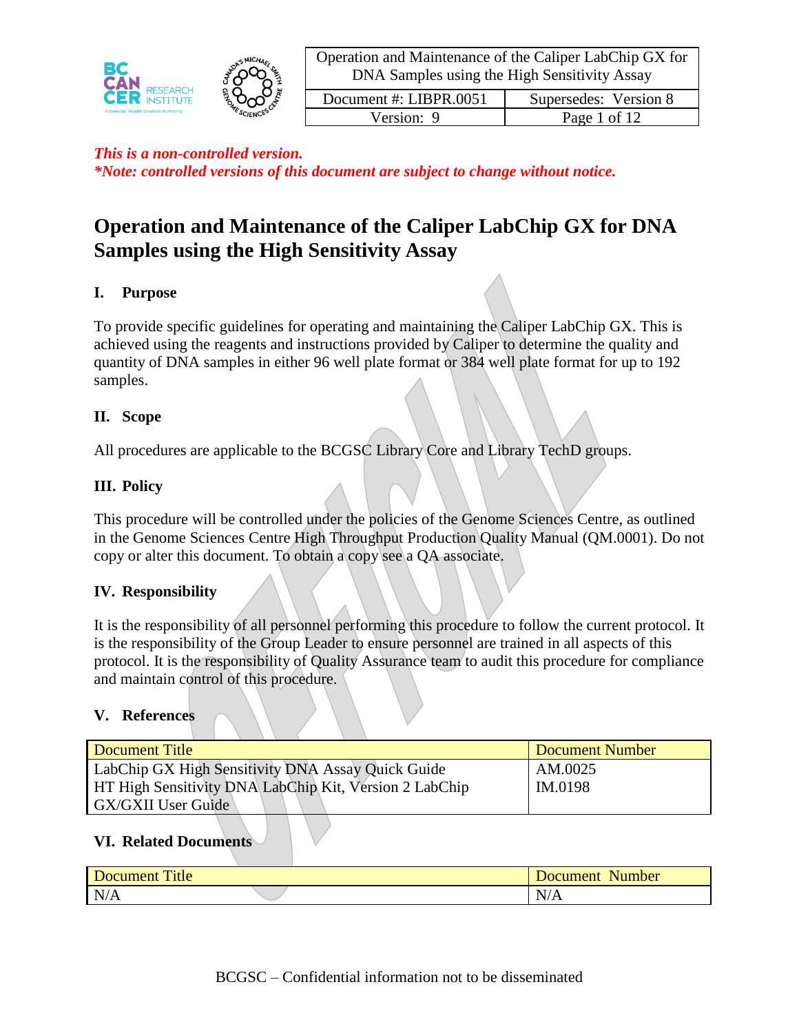*This is a non-controlled version.*
***Note: controlled versions of this document are subject to change without notice.***

# Operation and Maintenance of the Caliper LabChip GX for DNA Samples using the High Sensitivity Assay

## I. Purpose

To provide specific guidelines for operating and maintaining the Caliper LabChip GX. This is achieved using the reagents and instructions provided by Caliper to determine the quality and quantity of DNA samples in either 96 well plate format or 384 well plate format for up to 192 samples.

## II. Scope

All procedures are applicable to the BCGSC Library Core and Library TechD groups.

## III. Policy

This procedure will be controlled under the policies of the Genome Sciences Centre, as outlined in the Genome Sciences Centre High Throughput Production Quality Manual (QM.0001). Do not copy or alter this document. To obtain a copy see a QA associate.

## IV. Responsibility

It is the responsibility of all personnel performing this procedure to follow the current protocol. It is the responsibility of the Group Leader to ensure personnel are trained in all aspects of this protocol. It is the responsibility of Quality Assurance team to audit this procedure for compliance and maintain control of this procedure.

## V. References

| Document Title | Document Number |
|---|---|
| LabChip GX High Sensitivity DNA Assay Quick Guide<br>HT High Sensitivity DNA LabChip Kit, Version 2 LabChip GX/GXII User Guide | AM.0025<br>IM.0198 |

## VI. Related Documents

| Document Title | Document Number |
|---|---|
| N/A | N/A |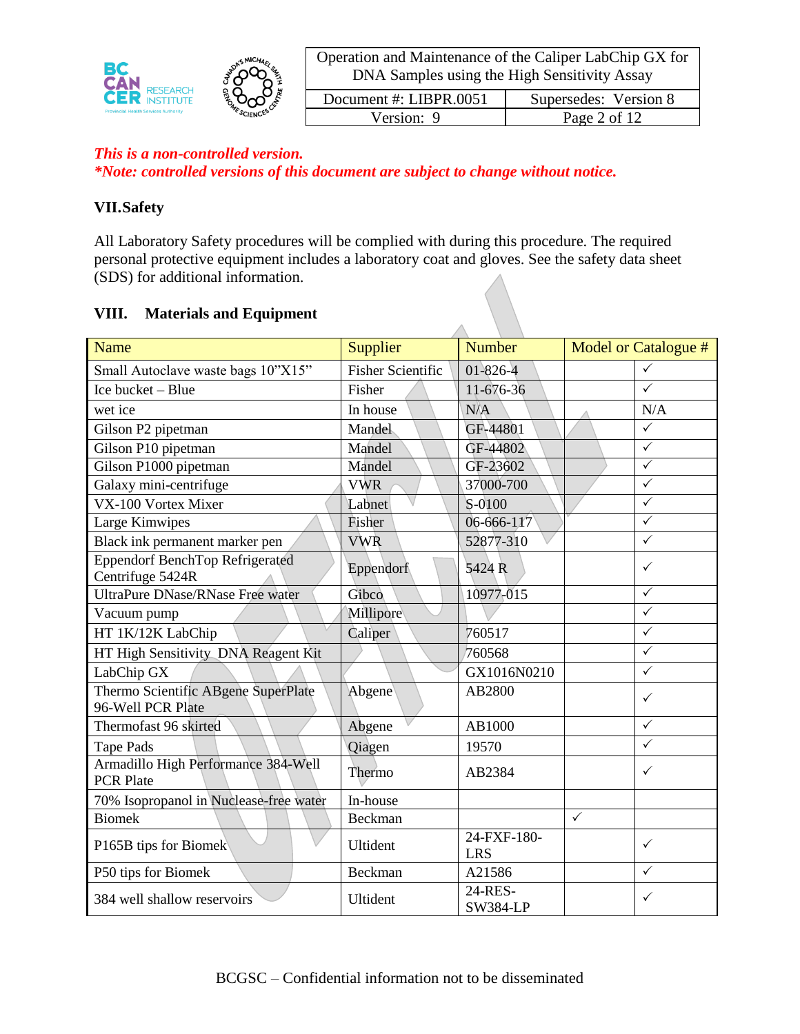## VII. Safety

All Laboratory Safety procedures will be complied with during this procedure. The required personal protective equipment includes a laboratory coat and gloves. See the safety data sheet (SDS) for additional information.

## VIII. Materials and Equipment

| Name | Supplier | Number | Model or Catalogue # | |
|---|---|---|---|---|
| Small Autoclave waste bags 10"X15" | Fisher Scientific | 01-826-4 | | ✓ |
| Ice bucket – Blue | Fisher | 11-676-36 | | ✓ |
| wet ice | In house | N/A | | N/A |
| Gilson P2 pipetman | Mandel | GF-44801 | | ✓ |
| Gilson P10 pipetman | Mandel | GF-44802 | | ✓ |
| Gilson P1000 pipetman | Mandel | GF-23602 | | ✓ |
| Galaxy mini-centrifuge | VWR | 37000-700 | | ✓ |
| VX-100 Vortex Mixer | Labnet | S-0100 | | ✓ |
| Large Kimwipes | Fisher | 06-666-117 | | ✓ |
| Black ink permanent marker pen | VWR | 52877-310 | | ✓ |
| Eppendorf BenchTop Refrigerated Centrifuge 5424R | Eppendorf | 5424 R | | ✓ |
| UltraPure DNase/RNase Free water | Gibco | 10977-015 | | ✓ |
| Vacuum pump | Millipore | | | ✓ |
| HT 1K/12K LabChip | Caliper | 760517 | | ✓ |
| HT High Sensitivity DNA Reagent Kit | | 760568 | | ✓ |
| LabChip GX | | GX1016N0210 | | ✓ |
| Thermo Scientific ABgene SuperPlate 96-Well PCR Plate | Abgene | AB2800 | | ✓ |
| Thermofast 96 skirted | Abgene | AB1000 | | ✓ |
| Tape Pads | Qiagen | 19570 | | ✓ |
| Armadillo High Performance 384-Well PCR Plate | Thermo | AB2384 | | ✓ |
| 70% Isopropanol in Nuclease-free water | In-house | | | |
| Biomek | Beckman | | ✓ | |
| P165B tips for Biomek | Ultident | 24-FXF-180-LRS | | ✓ |
| P50 tips for Biomek | Beckman | A21586 | | ✓ |
| 384 well shallow reservoirs | Ultident | 24-RES-SW384-LP | | ✓ |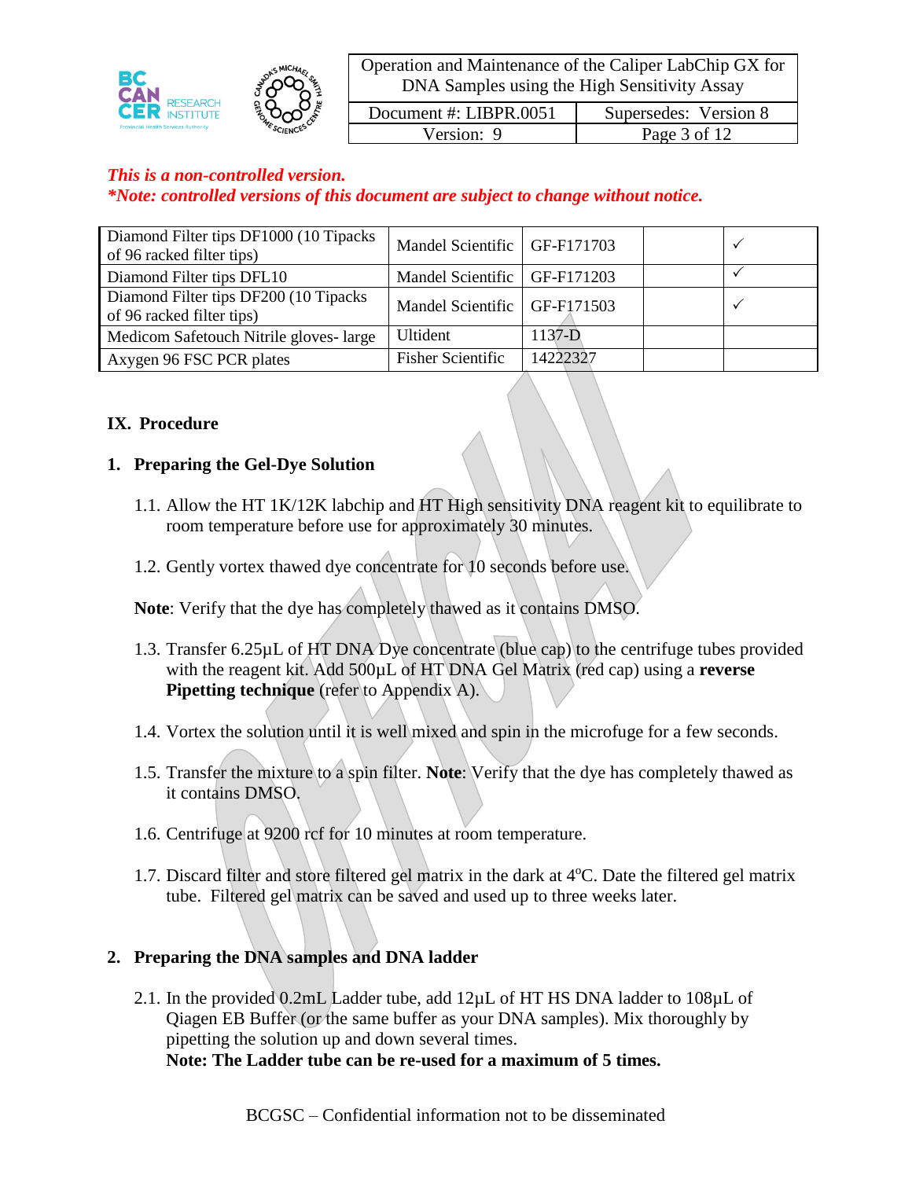*This is a non-controlled version.*
***Note: controlled versions of this document are subject to change without notice.***

| | | | | |
|---|---|---|---|---|
| Diamond Filter tips DF1000 (10 Tipacks of 96 racked filter tips) | Mandel Scientific | GF-F171703 | | ✓ |
| Diamond Filter tips DFL10 | Mandel Scientific | GF-F171203 | | ✓ |
| Diamond Filter tips DF200 (10 Tipacks of 96 racked filter tips) | Mandel Scientific | GF-F171503 | | ✓ |
| Medicom Safetouch Nitrile gloves- large | Ultident | 1137-D | | |
| Axygen 96 FSC PCR plates | Fisher Scientific | 14222327 | | |

## IX. Procedure

### 1. Preparing the Gel-Dye Solution

1.1. Allow the HT 1K/12K labchip and HT High sensitivity DNA reagent kit to equilibrate to room temperature before use for approximately 30 minutes.

1.2. Gently vortex thawed dye concentrate for 10 seconds before use.

**Note**: Verify that the dye has completely thawed as it contains DMSO.

1.3. Transfer 6.25µL of HT DNA Dye concentrate (blue cap) to the centrifuge tubes provided with the reagent kit. Add 500µL of HT DNA Gel Matrix (red cap) using a **reverse Pipetting technique** (refer to Appendix A).

1.4. Vortex the solution until it is well mixed and spin in the microfuge for a few seconds.

1.5. Transfer the mixture to a spin filter. **Note**: Verify that the dye has completely thawed as it contains DMSO.

1.6. Centrifuge at 9200 rcf for 10 minutes at room temperature.

1.7. Discard filter and store filtered gel matrix in the dark at 4$^{o}$C. Date the filtered gel matrix tube. Filtered gel matrix can be saved and used up to three weeks later.

### 2. Preparing the DNA samples and DNA ladder

2.1. In the provided 0.2mL Ladder tube, add 12µL of HT HS DNA ladder to 108µL of Qiagen EB Buffer (or the same buffer as your DNA samples). Mix thoroughly by pipetting the solution up and down several times.
**Note: The Ladder tube can be re-used for a maximum of 5 times.**

BCGSC – Confidential information not to be disseminated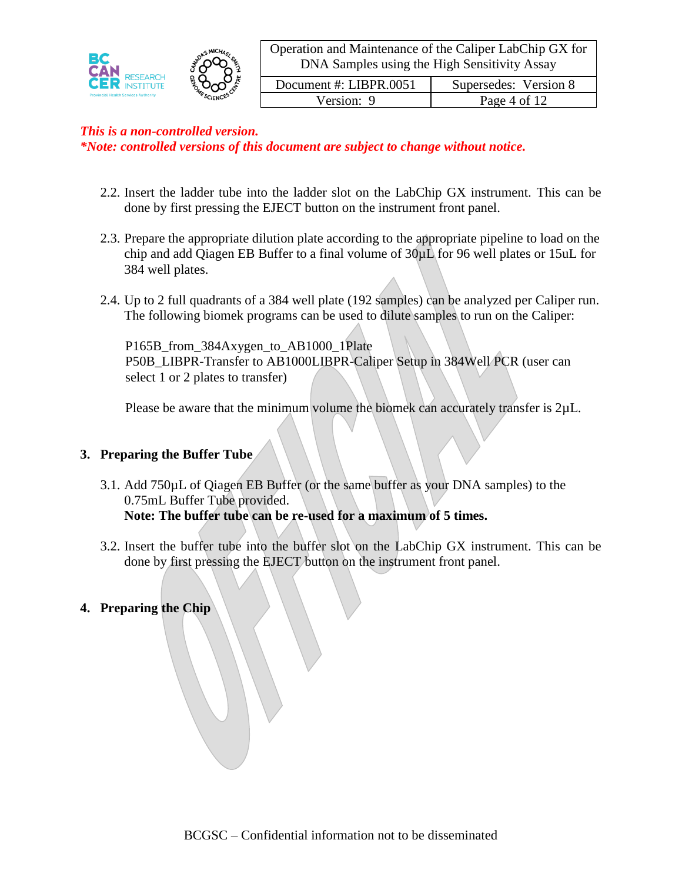*This is a non-controlled version.*
*\*Note: controlled versions of this document are subject to change without notice.*

2.2. Insert the ladder tube into the ladder slot on the LabChip GX instrument. This can be done by first pressing the EJECT button on the instrument front panel.

2.3. Prepare the appropriate dilution plate according to the appropriate pipeline to load on the chip and add Qiagen EB Buffer to a final volume of 30µL for 96 well plates or 15uL for 384 well plates.

2.4. Up to 2 full quadrants of a 384 well plate (192 samples) can be analyzed per Caliper run. The following biomek programs can be used to dilute samples to run on the Caliper:

P165B_from_384Axygen_to_AB1000_1Plate
P50B_LIBPR-Transfer to AB1000LIBPR-Caliper Setup in 384Well PCR (user can select 1 or 2 plates to transfer)

Please be aware that the minimum volume the biomek can accurately transfer is 2µL.

## 3. Preparing the Buffer Tube

3.1. Add 750µL of Qiagen EB Buffer (or the same buffer as your DNA samples) to the 0.75mL Buffer Tube provided.
**Note: The buffer tube can be re-used for a maximum of 5 times.**

3.2. Insert the buffer tube into the buffer slot on the LabChip GX instrument. This can be done by first pressing the EJECT button on the instrument front panel.

## 4. Preparing the Chip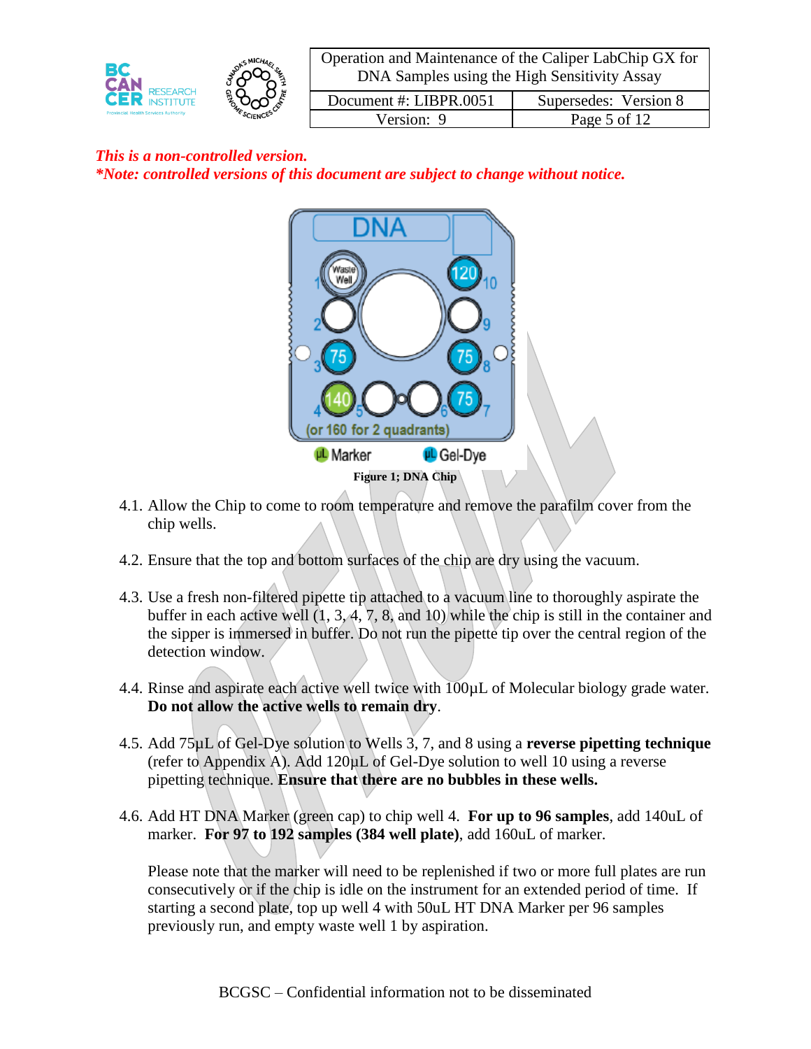*This is a non-controlled version.*
*\*Note: controlled versions of this document are subject to change without notice.*

**Figure 1; DNA Chip**

4.1. Allow the Chip to come to room temperature and remove the parafilm cover from the chip wells.

4.2. Ensure that the top and bottom surfaces of the chip are dry using the vacuum.

4.3. Use a fresh non-filtered pipette tip attached to a vacuum line to thoroughly aspirate the buffer in each active well (1, 3, 4, 7, 8, and 10) while the chip is still in the container and the sipper is immersed in buffer. Do not run the pipette tip over the central region of the detection window.

4.4. Rinse and aspirate each active well twice with 100µL of Molecular biology grade water. **Do not allow the active wells to remain dry**.

4.5. Add 75µL of Gel-Dye solution to Wells 3, 7, and 8 using a **reverse pipetting technique** (refer to Appendix A). Add 120µL of Gel-Dye solution to well 10 using a reverse pipetting technique. **Ensure that there are no bubbles in these wells.**

4.6. Add HT DNA Marker (green cap) to chip well 4. **For up to 96 samples**, add 140uL of marker. **For 97 to 192 samples (384 well plate)**, add 160uL of marker.

Please note that the marker will need to be replenished if two or more full plates are run consecutively or if the chip is idle on the instrument for an extended period of time. If starting a second plate, top up well 4 with 50uL HT DNA Marker per 96 samples previously run, and empty waste well 1 by aspiration.

BCGSC – Confidential information not to be disseminated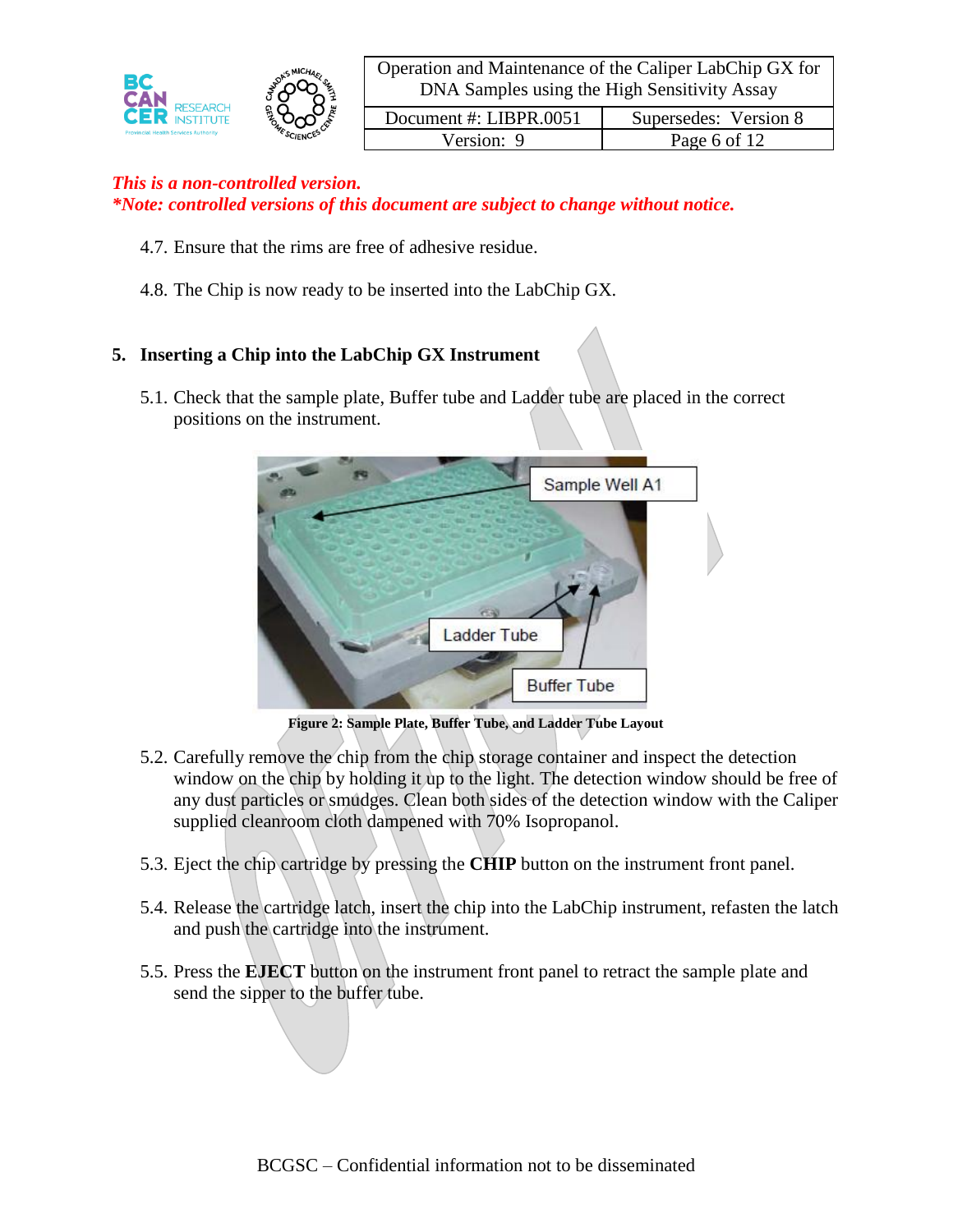*This is a non-controlled version.*
*\*Note: controlled versions of this document are subject to change without notice.*

4.7. Ensure that the rims are free of adhesive residue.

4.8. The Chip is now ready to be inserted into the LabChip GX.

## 5. Inserting a Chip into the LabChip GX Instrument

5.1. Check that the sample plate, Buffer tube and Ladder tube are placed in the correct positions on the instrument.

**Figure 2: Sample Plate, Buffer Tube, and Ladder Tube Layout**

5.2. Carefully remove the chip from the chip storage container and inspect the detection window on the chip by holding it up to the light. The detection window should be free of any dust particles or smudges. Clean both sides of the detection window with the Caliper supplied cleanroom cloth dampened with 70% Isopropanol.

5.3. Eject the chip cartridge by pressing the **CHIP** button on the instrument front panel.

5.4. Release the cartridge latch, insert the chip into the LabChip instrument, refasten the latch and push the cartridge into the instrument.

5.5. Press the **EJECT** button on the instrument front panel to retract the sample plate and send the sipper to the buffer tube.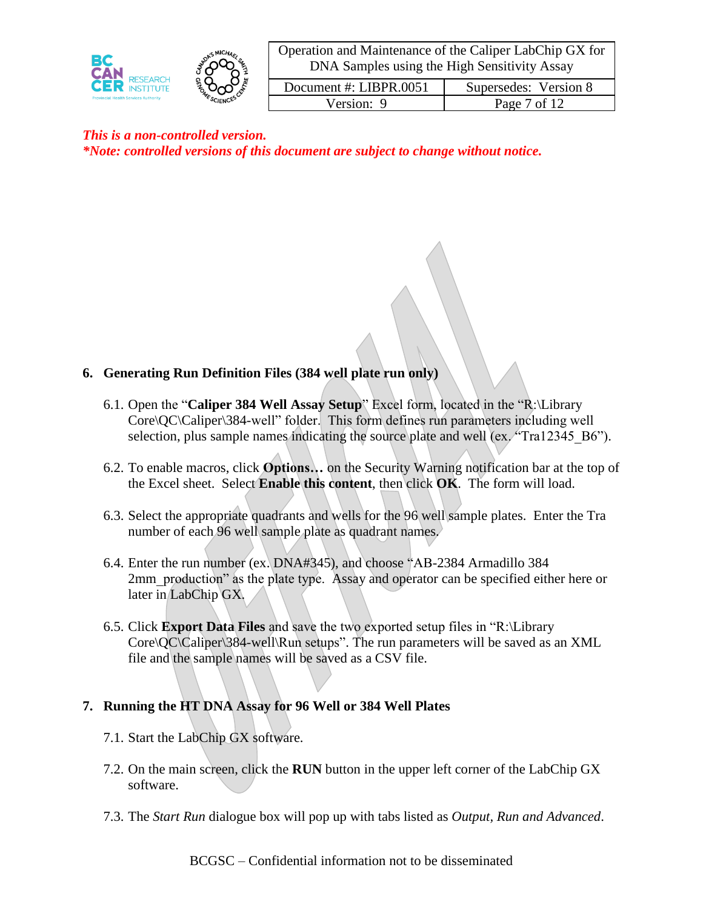*This is a non-controlled version.*
*\*Note: controlled versions of this document are subject to change without notice.*

## 6. Generating Run Definition Files (384 well plate run only)

6.1. Open the "**Caliper 384 Well Assay Setup**" Excel form, located in the "R:\Library Core\QC\Caliper\384-well" folder. This form defines run parameters including well selection, plus sample names indicating the source plate and well (ex. "Tra12345_B6").

6.2. To enable macros, click **Options…** on the Security Warning notification bar at the top of the Excel sheet. Select **Enable this content**, then click **OK**. The form will load.

6.3. Select the appropriate quadrants and wells for the 96 well sample plates. Enter the Tra number of each 96 well sample plate as quadrant names.

6.4. Enter the run number (ex. DNA#345), and choose "AB-2384 Armadillo 384 2mm_production" as the plate type. Assay and operator can be specified either here or later in LabChip GX.

6.5. Click **Export Data Files** and save the two exported setup files in "R:\Library Core\QC\Caliper\384-well\Run setups". The run parameters will be saved as an XML file and the sample names will be saved as a CSV file.

## 7. Running the HT DNA Assay for 96 Well or 384 Well Plates

7.1. Start the LabChip GX software.

7.2. On the main screen, click the **RUN** button in the upper left corner of the LabChip GX software.

7.3. The *Start Run* dialogue box will pop up with tabs listed as *Output, Run and Advanced*.

BCGSC – Confidential information not to be disseminated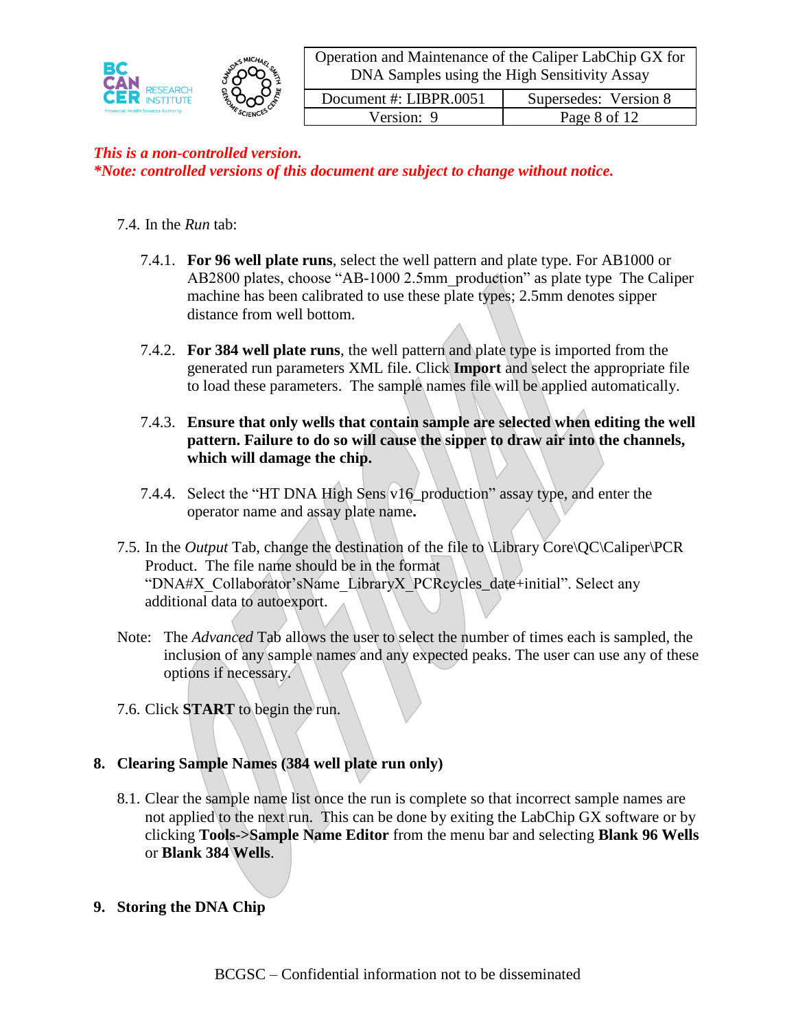*This is a non-controlled version.*
*\*Note: controlled versions of this document are subject to change without notice.*

7.4. In the *Run* tab:

7.4.1. **For 96 well plate runs**, select the well pattern and plate type. For AB1000 or AB2800 plates, choose "AB-1000 2.5mm_production" as plate type The Caliper machine has been calibrated to use these plate types; 2.5mm denotes sipper distance from well bottom.

7.4.2. **For 384 well plate runs**, the well pattern and plate type is imported from the generated run parameters XML file. Click **Import** and select the appropriate file to load these parameters. The sample names file will be applied automatically.

7.4.3. **Ensure that only wells that contain sample are selected when editing the well pattern. Failure to do so will cause the sipper to draw air into the channels, which will damage the chip.**

7.4.4. Select the "HT DNA High Sens v16_production" assay type, and enter the operator name and assay plate name**.**

7.5. In the *Output* Tab, change the destination of the file to \Library Core\QC\Caliper\PCR Product. The file name should be in the format "DNA#X_Collaborator'sName_LibraryX_PCRcycles_date+initial". Select any additional data to autoexport.

Note: The *Advanced* Tab allows the user to select the number of times each is sampled, the inclusion of any sample names and any expected peaks. The user can use any of these options if necessary.

7.6. Click **START** to begin the run.

## 8. Clearing Sample Names (384 well plate run only)

8.1. Clear the sample name list once the run is complete so that incorrect sample names are not applied to the next run. This can be done by exiting the LabChip GX software or by clicking **Tools->Sample Name Editor** from the menu bar and selecting **Blank 96 Wells** or **Blank 384 Wells**.

## 9. Storing the DNA Chip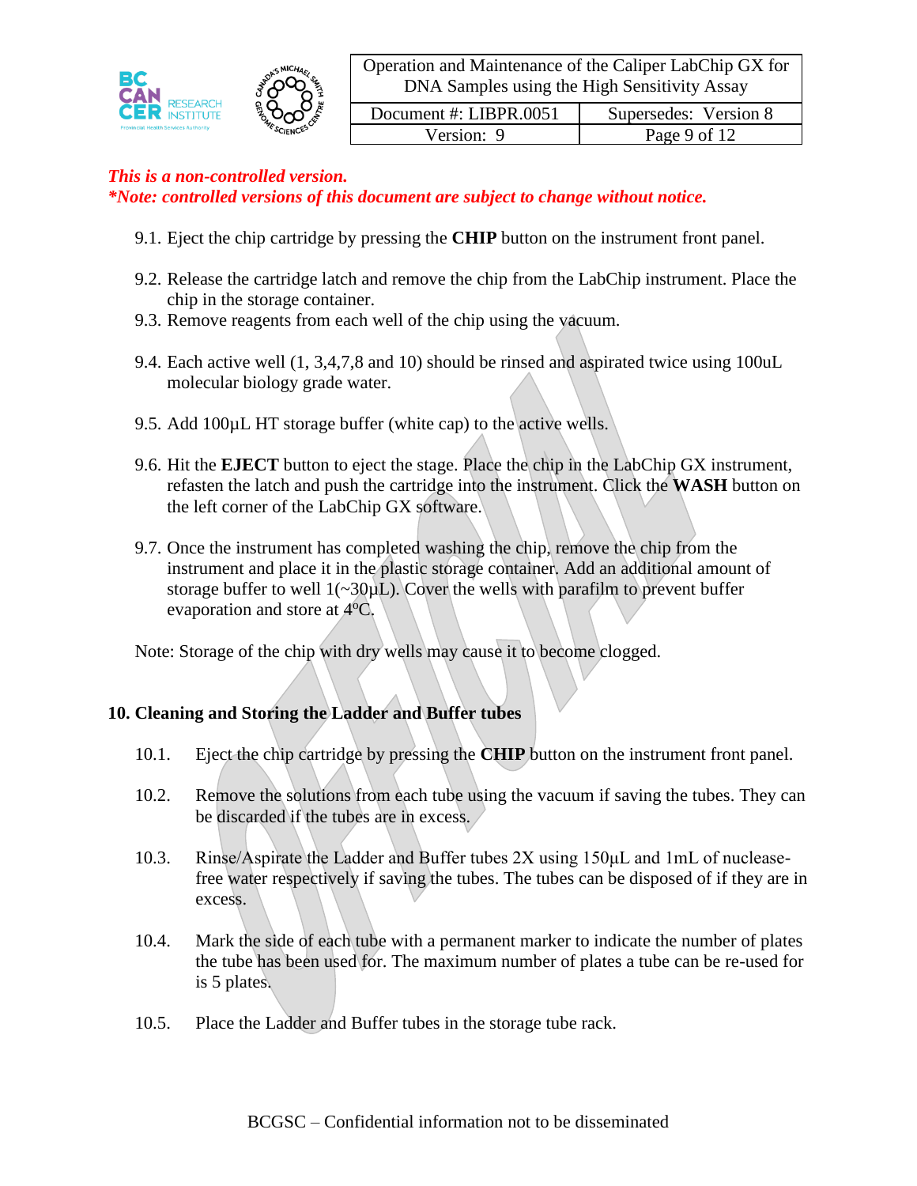*This is a non-controlled version.*
***Note: controlled versions of this document are subject to change without notice.***

9.1. Eject the chip cartridge by pressing the **CHIP** button on the instrument front panel.

9.2. Release the cartridge latch and remove the chip from the LabChip instrument. Place the chip in the storage container.

9.3. Remove reagents from each well of the chip using the vacuum.

9.4. Each active well (1, 3,4,7,8 and 10) should be rinsed and aspirated twice using 100uL molecular biology grade water.

9.5. Add 100µL HT storage buffer (white cap) to the active wells.

9.6. Hit the **EJECT** button to eject the stage. Place the chip in the LabChip GX instrument, refasten the latch and push the cartridge into the instrument. Click the **WASH** button on the left corner of the LabChip GX software.

9.7. Once the instrument has completed washing the chip, remove the chip from the instrument and place it in the plastic storage container. Add an additional amount of storage buffer to well 1(~30µL). Cover the wells with parafilm to prevent buffer evaporation and store at 4°C.

Note: Storage of the chip with dry wells may cause it to become clogged.

## 10. Cleaning and Storing the Ladder and Buffer tubes

10.1. Eject the chip cartridge by pressing the **CHIP** button on the instrument front panel.

10.2. Remove the solutions from each tube using the vacuum if saving the tubes. They can be discarded if the tubes are in excess.

10.3. Rinse/Aspirate the Ladder and Buffer tubes 2X using 150µL and 1mL of nuclease-free water respectively if saving the tubes. The tubes can be disposed of if they are in excess.

10.4. Mark the side of each tube with a permanent marker to indicate the number of plates the tube has been used for. The maximum number of plates a tube can be re-used for is 5 plates.

10.5. Place the Ladder and Buffer tubes in the storage tube rack.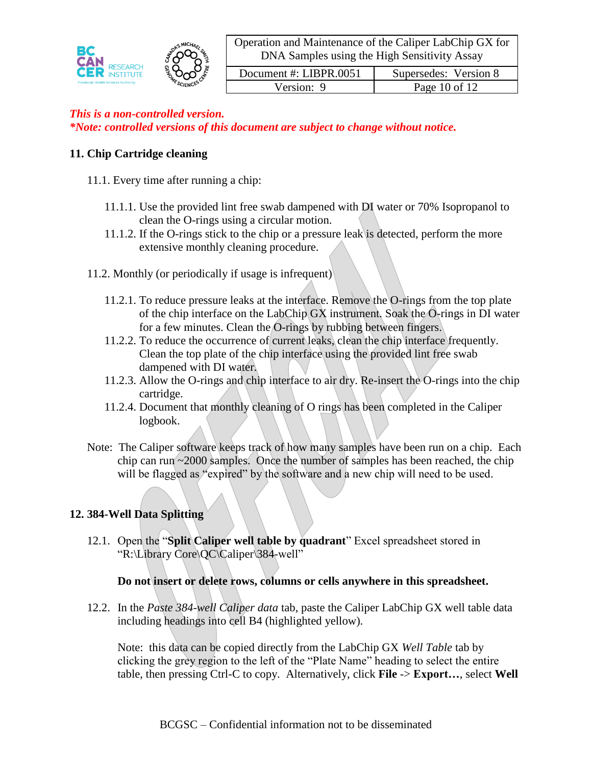*This is a non-controlled version.*
*\*Note: controlled versions of this document are subject to change without notice.*

## 11. Chip Cartridge cleaning

11.1. Every time after running a chip:

11.1.1. Use the provided lint free swab dampened with DI water or 70% Isopropanol to clean the O-rings using a circular motion.

11.1.2. If the O-rings stick to the chip or a pressure leak is detected, perform the more extensive monthly cleaning procedure.

11.2. Monthly (or periodically if usage is infrequent)

11.2.1. To reduce pressure leaks at the interface. Remove the O-rings from the top plate of the chip interface on the LabChip GX instrument. Soak the O-rings in DI water for a few minutes. Clean the O-rings by rubbing between fingers.

11.2.2. To reduce the occurrence of current leaks, clean the chip interface frequently. Clean the top plate of the chip interface using the provided lint free swab dampened with DI water.

11.2.3. Allow the O-rings and chip interface to air dry. Re-insert the O-rings into the chip cartridge.

11.2.4. Document that monthly cleaning of O rings has been completed in the Caliper logbook.

Note: The Caliper software keeps track of how many samples have been run on a chip. Each chip can run ~2000 samples. Once the number of samples has been reached, the chip will be flagged as "expired" by the software and a new chip will need to be used.

## 12. 384-Well Data Splitting

12.1. Open the "**Split Caliper well table by quadrant**" Excel spreadsheet stored in "R:\Library Core\QC\Caliper\384-well"

**Do not insert or delete rows, columns or cells anywhere in this spreadsheet.**

12.2. In the *Paste 384-well Caliper data* tab, paste the Caliper LabChip GX well table data including headings into cell B4 (highlighted yellow).

Note: this data can be copied directly from the LabChip GX *Well Table* tab by clicking the grey region to the left of the "Plate Name" heading to select the entire table, then pressing Ctrl-C to copy. Alternatively, click **File** -> **Export…**, select **Well**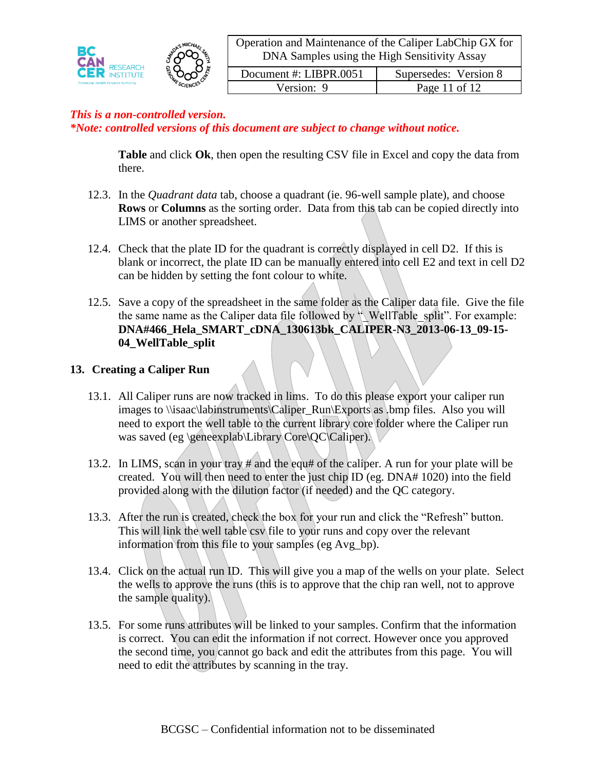*This is a non-controlled version.*
*\*Note: controlled versions of this document are subject to change without notice.*

**Table** and click **Ok**, then open the resulting CSV file in Excel and copy the data from there.

12.3. In the *Quadrant data* tab, choose a quadrant (ie. 96-well sample plate), and choose **Rows** or **Columns** as the sorting order. Data from this tab can be copied directly into LIMS or another spreadsheet.

12.4. Check that the plate ID for the quadrant is correctly displayed in cell D2. If this is blank or incorrect, the plate ID can be manually entered into cell E2 and text in cell D2 can be hidden by setting the font colour to white.

12.5. Save a copy of the spreadsheet in the same folder as the Caliper data file. Give the file the same name as the Caliper data file followed by "_WellTable_split". For example: **DNA#466_Hela_SMART_cDNA_130613bk_CALIPER-N3_2013-06-13_09-15-04_WellTable_split**

## 13. Creating a Caliper Run

13.1. All Caliper runs are now tracked in lims. To do this please export your caliper run images to \\isaac\labinstruments\Caliper_Run\Exports as .bmp files. Also you will need to export the well table to the current library core folder where the Caliper run was saved (eg \geneexplab\Library Core\QC\Caliper).

13.2. In LIMS, scan in your tray # and the equ# of the caliper. A run for your plate will be created. You will then need to enter the just chip ID (eg. DNA# 1020) into the field provided along with the dilution factor (if needed) and the QC category.

13.3. After the run is created, check the box for your run and click the "Refresh" button. This will link the well table csv file to your runs and copy over the relevant information from this file to your samples (eg Avg_bp).

13.4. Click on the actual run ID. This will give you a map of the wells on your plate. Select the wells to approve the runs (this is to approve that the chip ran well, not to approve the sample quality).

13.5. For some runs attributes will be linked to your samples. Confirm that the information is correct. You can edit the information if not correct. However once you approved the second time, you cannot go back and edit the attributes from this page. You will need to edit the attributes by scanning in the tray.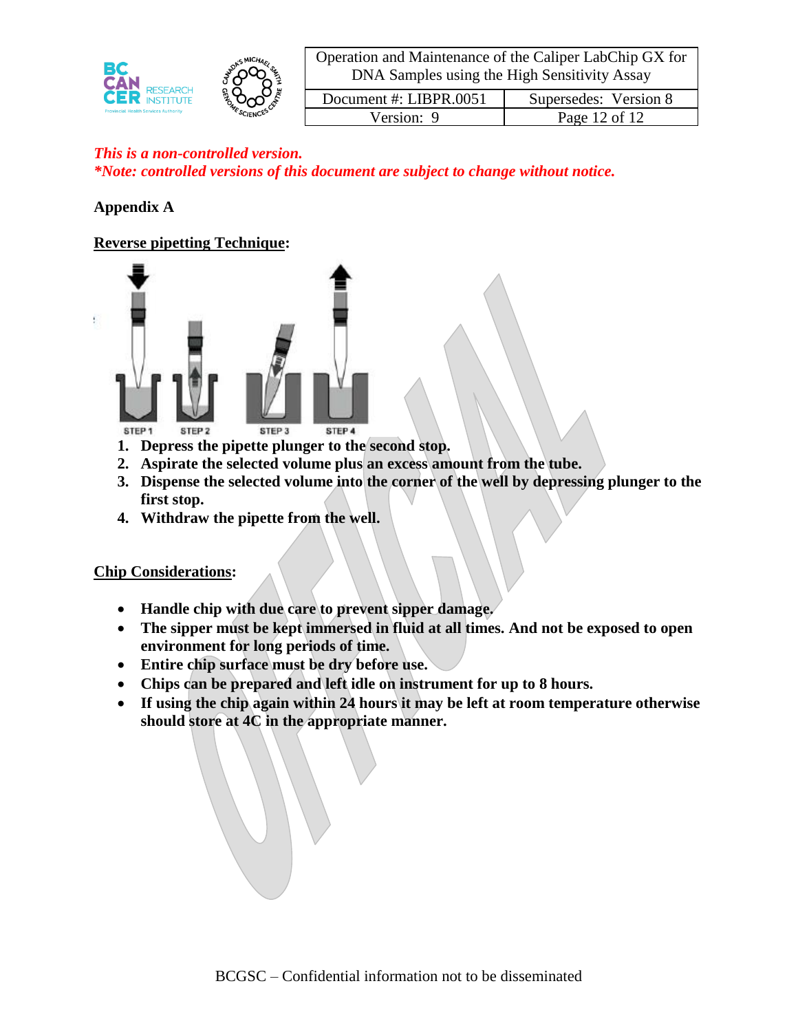*This is a non-controlled version.*
****Note: controlled versions of this document are subject to change without notice.***

**Appendix A**

**Reverse pipetting Technique:**

STEP 1 STEP 2 STEP 3 STEP 4

1. **Depress the pipette plunger to the second stop.**
2. **Aspirate the selected volume plus an excess amount from the tube.**
3. **Dispense the selected volume into the corner of the well by depressing plunger to the first stop.**
4. **Withdraw the pipette from the well.**

**Chip Considerations:**

- **Handle chip with due care to prevent sipper damage.**
- **The sipper must be kept immersed in fluid at all times. And not be exposed to open environment for long periods of time.**
- **Entire chip surface must be dry before use.**
- **Chips can be prepared and left idle on instrument for up to 8 hours.**
- **If using the chip again within 24 hours it may be left at room temperature otherwise should store at 4C in the appropriate manner.**